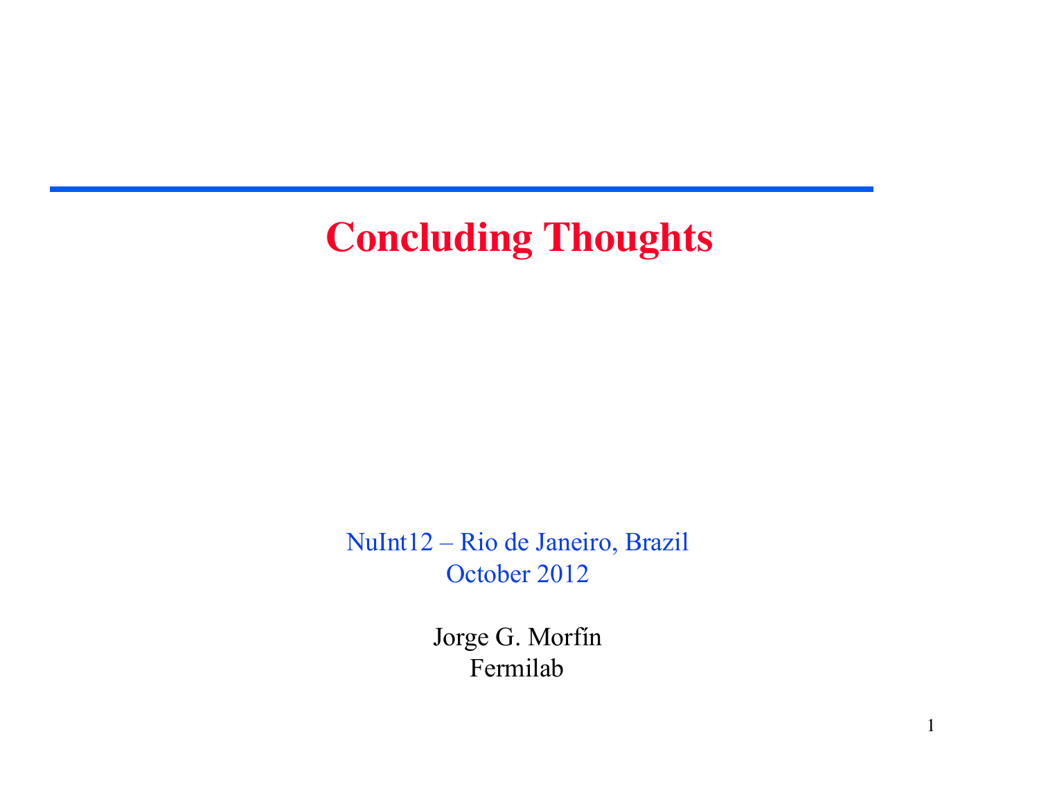# Concluding Thoughts

NuInt12 – Rio de Janeiro, Brazil
October 2012

Jorge G. Morfín
Fermilab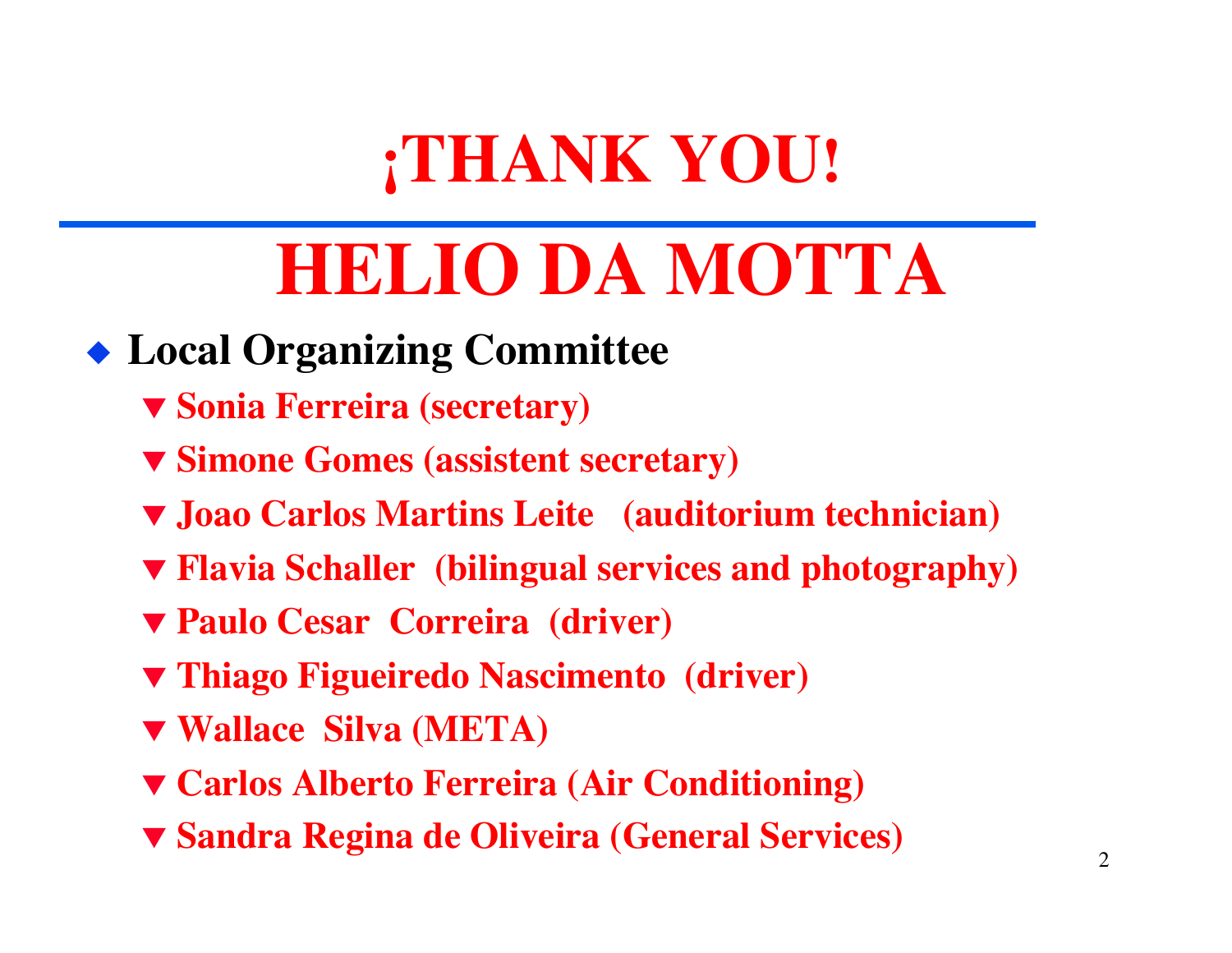# ¡THANK YOU!

# HELIO DA MOTTA

- **Local Organizing Committee**
  - **Sonia Ferreira (secretary)**
  - **Simone Gomes (assistent secretary)**
  - **Joao Carlos Martins Leite (auditorium technician)**
  - **Flavia Schaller (bilingual services and photography)**
  - **Paulo Cesar Correira (driver)**
  - **Thiago Figueiredo Nascimento (driver)**
  - **Wallace Silva (META)**
  - **Carlos Alberto Ferreira (Air Conditioning)**
  - **Sandra Regina de Oliveira (General Services)**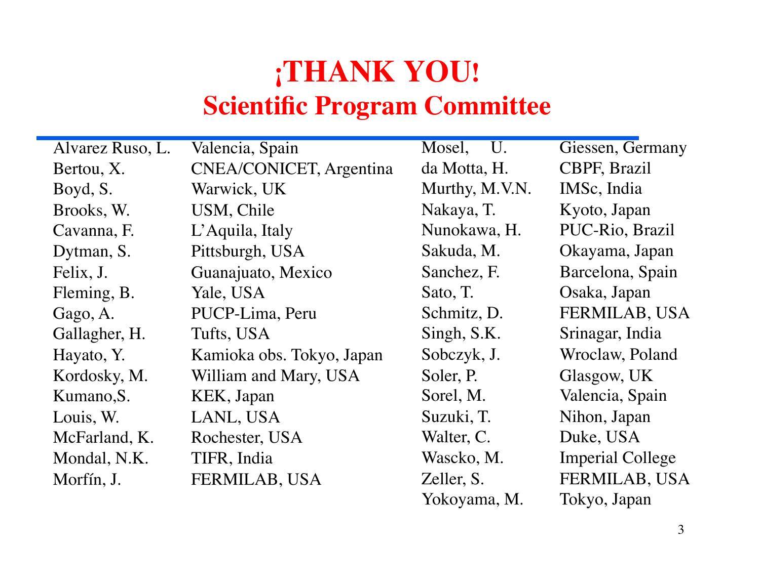# ¡THANK YOU!

## Scientific Program Committee

| Name | Institution |
|---|---|
| Alvarez Ruso, L. | Valencia, Spain |
| Bertou, X. | CNEA/CONICET, Argentina |
| Boyd, S. | Warwick, UK |
| Brooks, W. | USM, Chile |
| Cavanna, F. | L'Aquila, Italy |
| Dytman, S. | Pittsburgh, USA |
| Felix, J. | Guanajuato, Mexico |
| Fleming, B. | Yale, USA |
| Gago, A. | PUCP-Lima, Peru |
| Gallagher, H. | Tufts, USA |
| Hayato, Y. | Kamioka obs. Tokyo, Japan |
| Kordosky, M. | William and Mary, USA |
| Kumano,S. | KEK, Japan |
| Louis, W. | LANL, USA |
| McFarland, K. | Rochester, USA |
| Mondal, N.K. | TIFR, India |
| Morfín, J. | FERMILAB, USA |
| Mosel, U. | Giessen, Germany |
| da Motta, H. | CBPF, Brazil |
| Murthy, M.V.N. | IMSc, India |
| Nakaya, T. | Kyoto, Japan |
| Nunokawa, H. | PUC-Rio, Brazil |
| Sakuda, M. | Okayama, Japan |
| Sanchez, F. | Barcelona, Spain |
| Sato, T. | Osaka, Japan |
| Schmitz, D. | FERMILAB, USA |
| Singh, S.K. | Srinagar, India |
| Sobczyk, J. | Wroclaw, Poland |
| Soler, P. | Glasgow, UK |
| Sorel, M. | Valencia, Spain |
| Suzuki, T. | Nihon, Japan |
| Walter, C. | Duke, USA |
| Wascko, M. | Imperial College |
| Zeller, S. | FERMILAB, USA |
| Yokoyama, M. | Tokyo, Japan |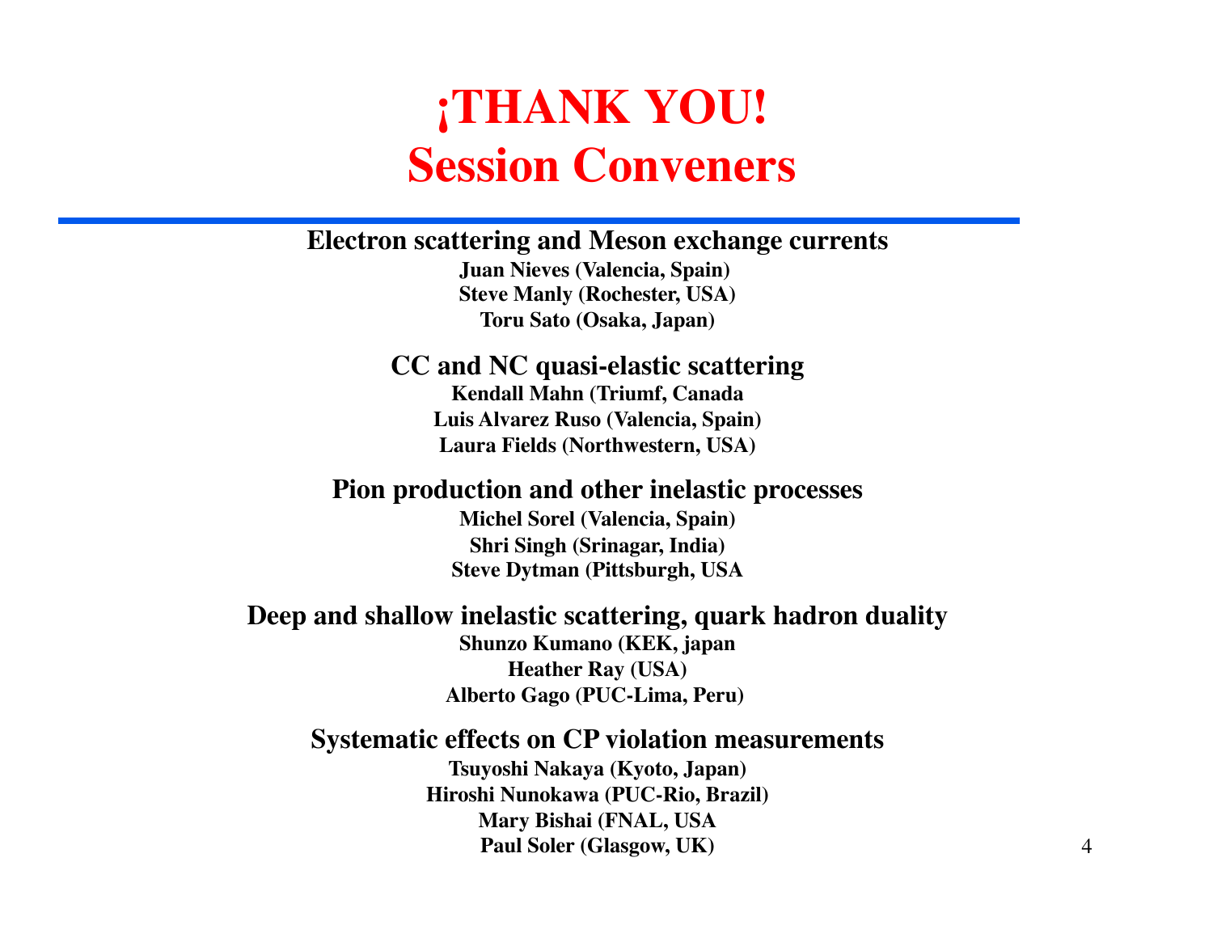# ¡THANK YOU!
# Session Conveners

---

### Electron scattering and Meson exchange currents

**Juan Nieves (Valencia, Spain)**
**Steve Manly (Rochester, USA)**
**Toru Sato (Osaka, Japan)**

### CC and NC quasi-elastic scattering

**Kendall Mahn (Triumf, Canada**
**Luis Alvarez Ruso (Valencia, Spain)**
**Laura Fields (Northwestern, USA)**

### Pion production and other inelastic processes

**Michel Sorel (Valencia, Spain)**
**Shri Singh (Srinagar, India)**
**Steve Dytman (Pittsburgh, USA**

### Deep and shallow inelastic scattering, quark hadron duality

**Shunzo Kumano (KEK, japan**
**Heather Ray (USA)**
**Alberto Gago (PUC-Lima, Peru)**

### Systematic effects on CP violation measurements

**Tsuyoshi Nakaya (Kyoto, Japan)**
**Hiroshi Nunokawa (PUC-Rio, Brazil)**
**Mary Bishai (FNAL, USA**
**Paul Soler (Glasgow, UK)**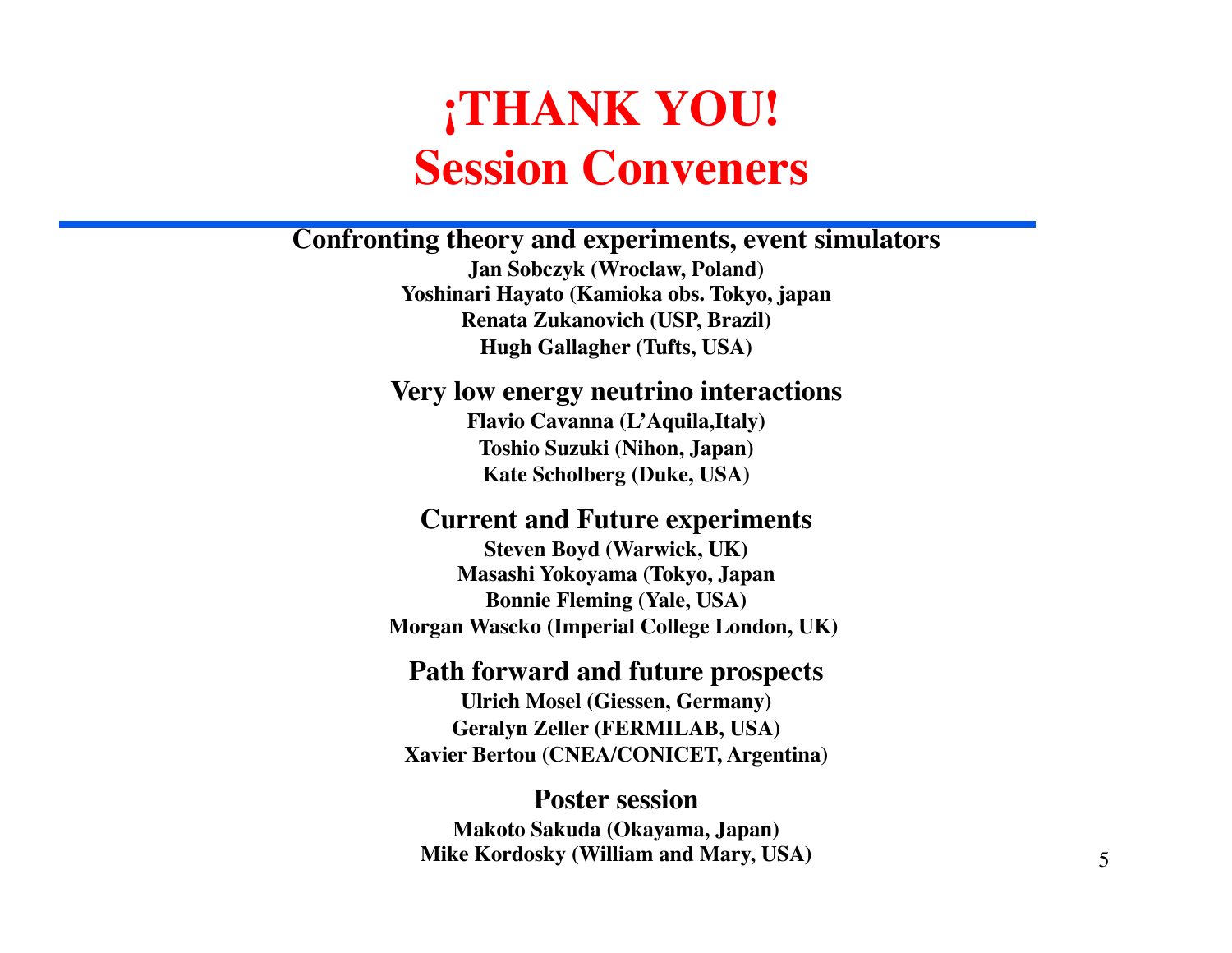# ¡THANK YOU!
# Session Conveners

---

**Confronting theory and experiments, event simulators**

**Jan Sobczyk (Wroclaw, Poland)**
**Yoshinari Hayato (Kamioka obs. Tokyo, japan**
**Renata Zukanovich (USP, Brazil)**
**Hugh Gallagher (Tufts, USA)**

**Very low energy neutrino interactions**

**Flavio Cavanna (L'Aquila,Italy)**
**Toshio Suzuki (Nihon, Japan)**
**Kate Scholberg (Duke, USA)**

**Current and Future experiments**

**Steven Boyd (Warwick, UK)**
**Masashi Yokoyama (Tokyo, Japan**
**Bonnie Fleming (Yale, USA)**
**Morgan Wascko (Imperial College London, UK)**

**Path forward and future prospects**

**Ulrich Mosel (Giessen, Germany)**
**Geralyn Zeller (FERMILAB, USA)**
**Xavier Bertou (CNEA/CONICET, Argentina)**

**Poster session**

**Makoto Sakuda (Okayama, Japan)**
**Mike Kordosky (William and Mary, USA)**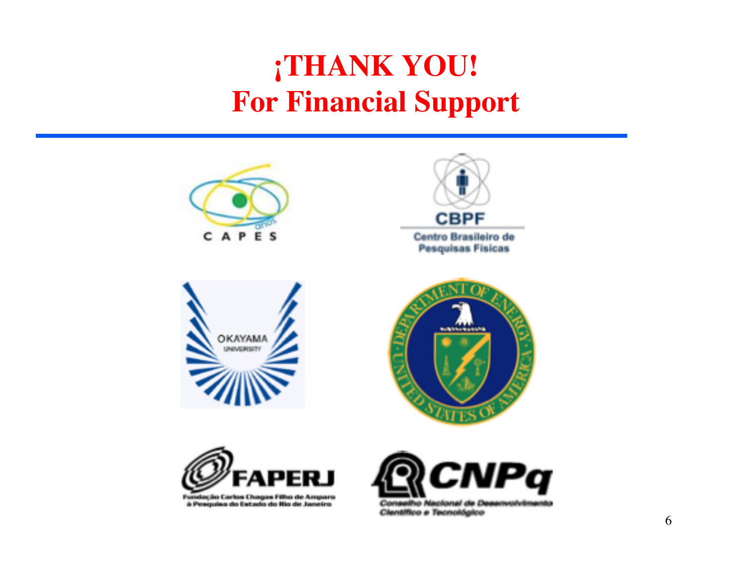# ¡THANK YOU!
# For Financial Support

CAPES

CBPF
Centro Brasileiro de Pesquisas Físicas

OKAYAMA UNIVERSITY

DEPARTMENT OF ENERGY UNITED STATES OF AMERICA

FAPERJ
Fundação Carlos Chagas Filho de Amparo à Pesquisa do Estado do Rio de Janeiro

CNPq
Conselho Nacional de Desenvolvimento Científico e Tecnológico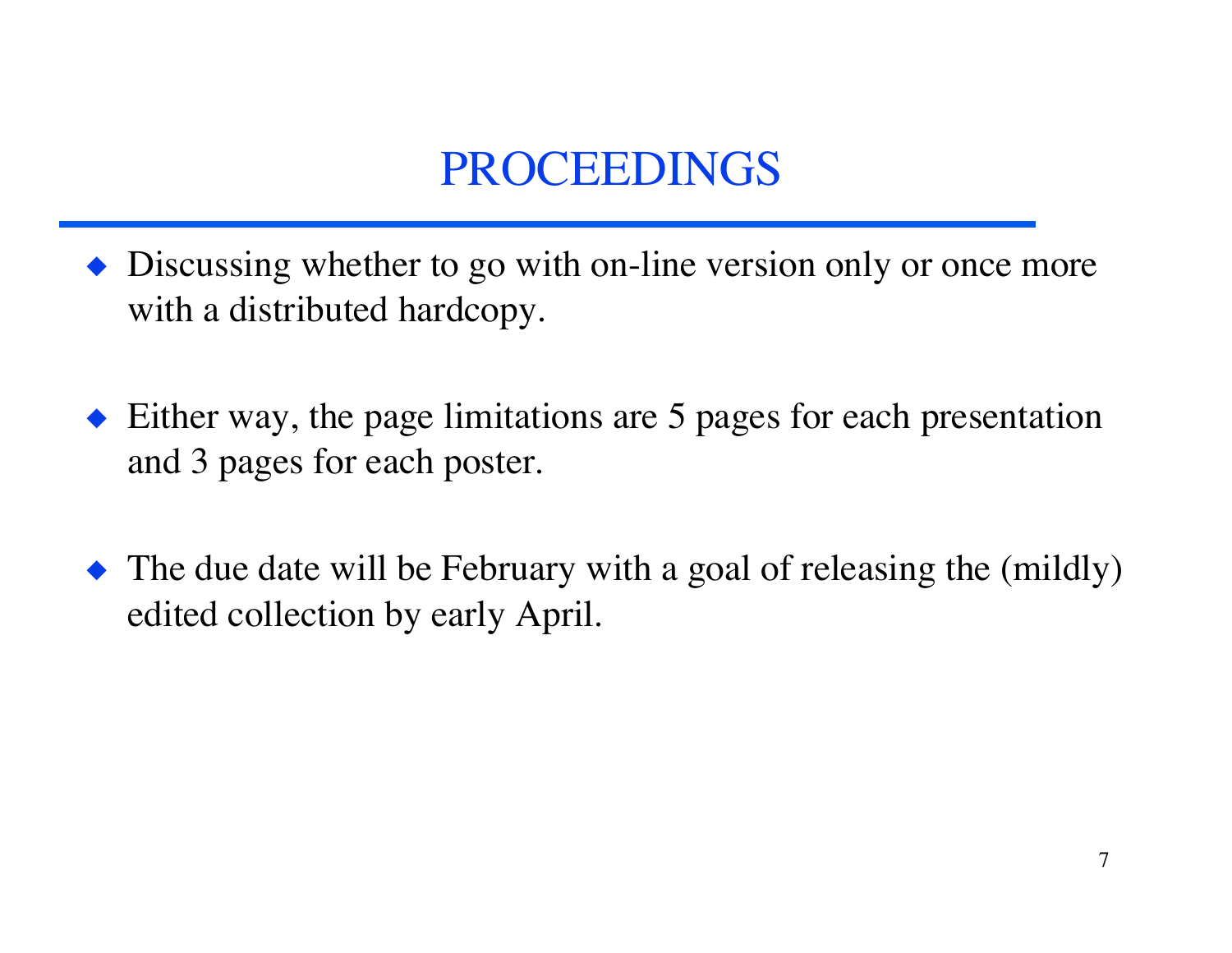# PROCEEDINGS

- Discussing whether to go with on-line version only or once more with a distributed hardcopy.
- Either way, the page limitations are 5 pages for each presentation and 3 pages for each poster.
- The due date will be February with a goal of releasing the (mildly) edited collection by early April.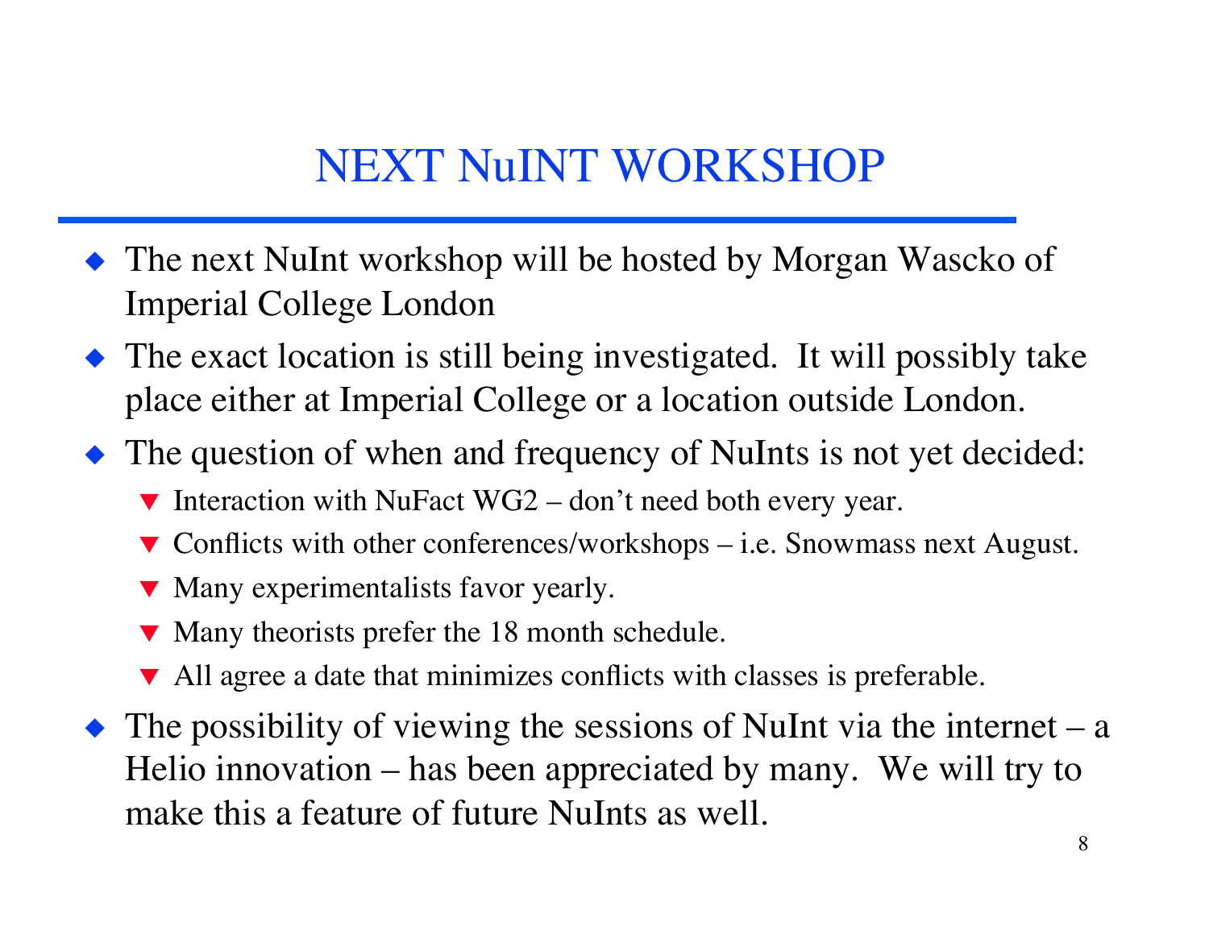# NEXT NuINT WORKSHOP

- The next NuInt workshop will be hosted by Morgan Wascko of Imperial College London
- The exact location is still being investigated. It will possibly take place either at Imperial College or a location outside London.
- The question of when and frequency of NuInts is not yet decided:
  - Interaction with NuFact WG2 – don't need both every year.
  - Conflicts with other conferences/workshops – i.e. Snowmass next August.
  - Many experimentalists favor yearly.
  - Many theorists prefer the 18 month schedule.
  - All agree a date that minimizes conflicts with classes is preferable.
- The possibility of viewing the sessions of NuInt via the internet – a Helio innovation – has been appreciated by many. We will try to make this a feature of future NuInts as well.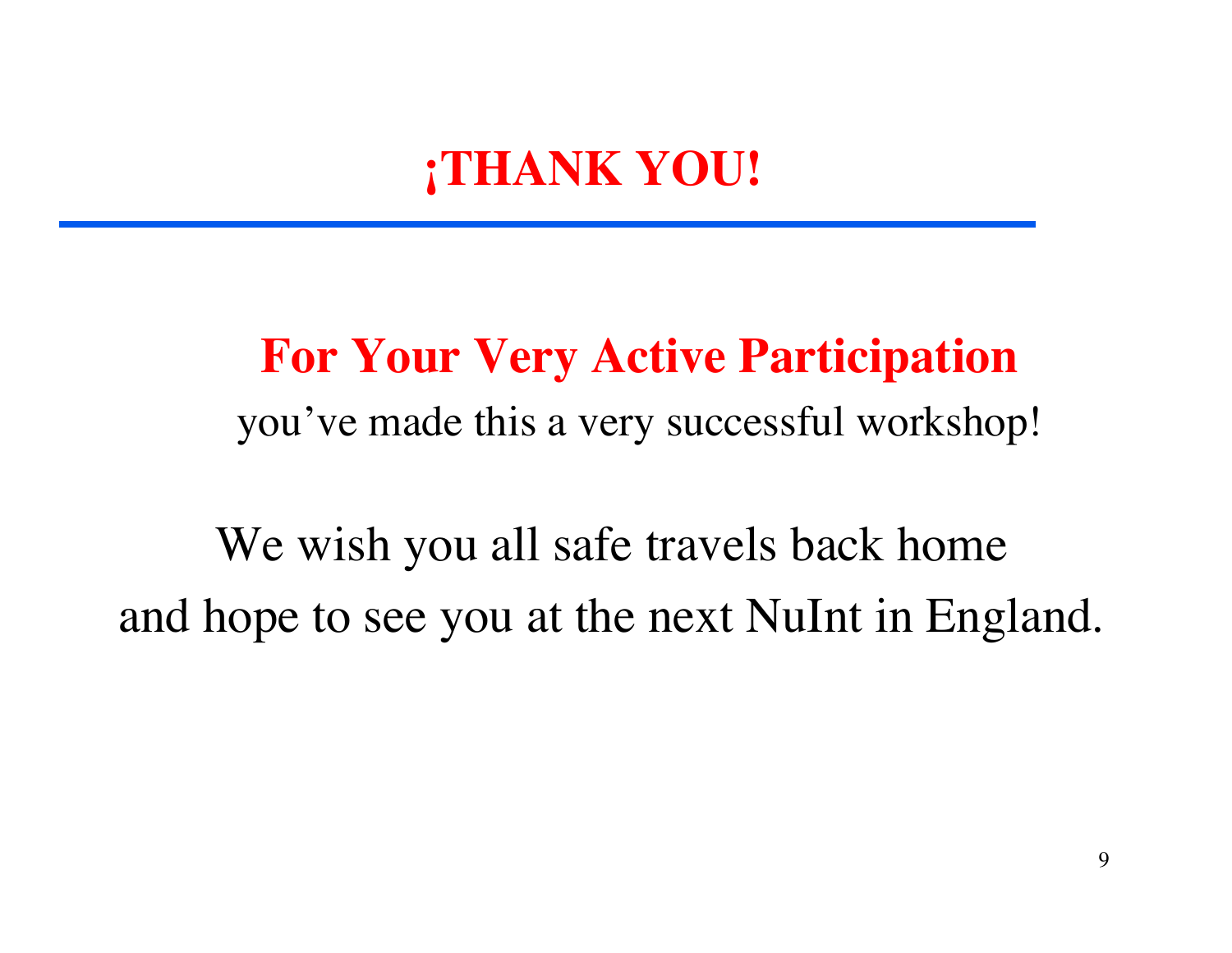# ¡THANK YOU!

**For Your Very Active Participation**

you've made this a very successful workshop!

We wish you all safe travels back home
and hope to see you at the next NuInt in England.